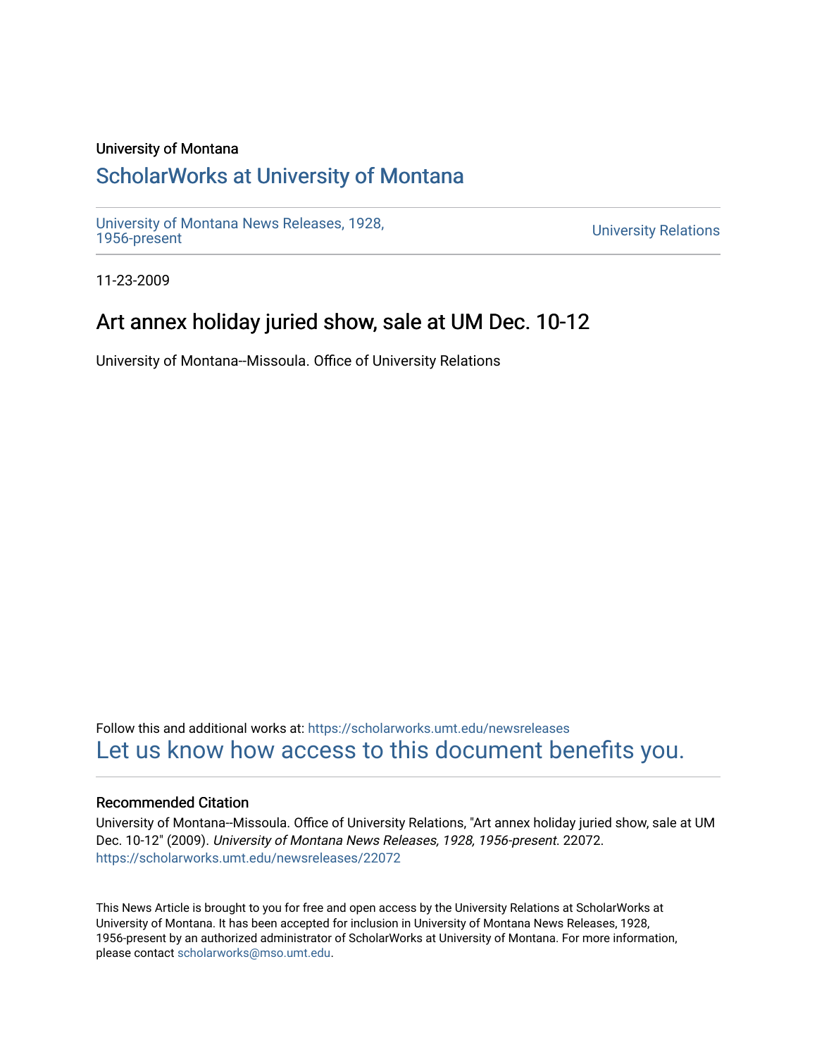University of Montana

# ScholarWorks at University of Montana

University of Montana News Releases, 1928, 1956-present

University Relations

11-23-2009

## Art annex holiday juried show, sale at UM Dec. 10-12

University of Montana--Missoula. Office of University Relations

Follow this and additional works at: https://scholarworks.umt.edu/newsreleases

Let us know how access to this document benefits you.

### Recommended Citation

University of Montana--Missoula. Office of University Relations, "Art annex holiday juried show, sale at UM Dec. 10-12" (2009). *University of Montana News Releases, 1928, 1956-present*. 22072.
https://scholarworks.umt.edu/newsreleases/22072

This News Article is brought to you for free and open access by the University Relations at ScholarWorks at University of Montana. It has been accepted for inclusion in University of Montana News Releases, 1928, 1956-present by an authorized administrator of ScholarWorks at University of Montana. For more information, please contact scholarworks@mso.umt.edu.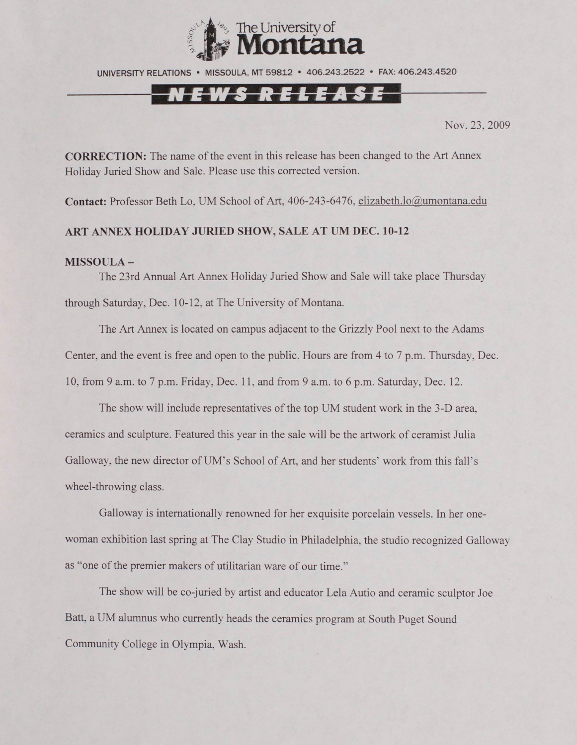The University of Montana

UNIVERSITY RELATIONS • MISSOULA, MT 59812 • 406.243.2522 • FAX: 406.243.4520

**NEWS RELEASE**

Nov. 23, 2009

**CORRECTION:** The name of the event in this release has been changed to the Art Annex Holiday Juried Show and Sale. Please use this corrected version.

**Contact:** Professor Beth Lo, UM School of Art, 406-243-6476, elizabeth.lo@umontana.edu

**ART ANNEX HOLIDAY JURIED SHOW, SALE AT UM DEC. 10-12**

**MISSOULA –**

The 23rd Annual Art Annex Holiday Juried Show and Sale will take place Thursday through Saturday, Dec. 10-12, at The University of Montana.

The Art Annex is located on campus adjacent to the Grizzly Pool next to the Adams Center, and the event is free and open to the public. Hours are from 4 to 7 p.m. Thursday, Dec. 10, from 9 a.m. to 7 p.m. Friday, Dec. 11, and from 9 a.m. to 6 p.m. Saturday, Dec. 12.

The show will include representatives of the top UM student work in the 3-D area, ceramics and sculpture. Featured this year in the sale will be the artwork of ceramist Julia Galloway, the new director of UM's School of Art, and her students' work from this fall's wheel-throwing class.

Galloway is internationally renowned for her exquisite porcelain vessels. In her one-woman exhibition last spring at The Clay Studio in Philadelphia, the studio recognized Galloway as "one of the premier makers of utilitarian ware of our time."

The show will be co-juried by artist and educator Lela Autio and ceramic sculptor Joe Batt, a UM alumnus who currently heads the ceramics program at South Puget Sound Community College in Olympia, Wash.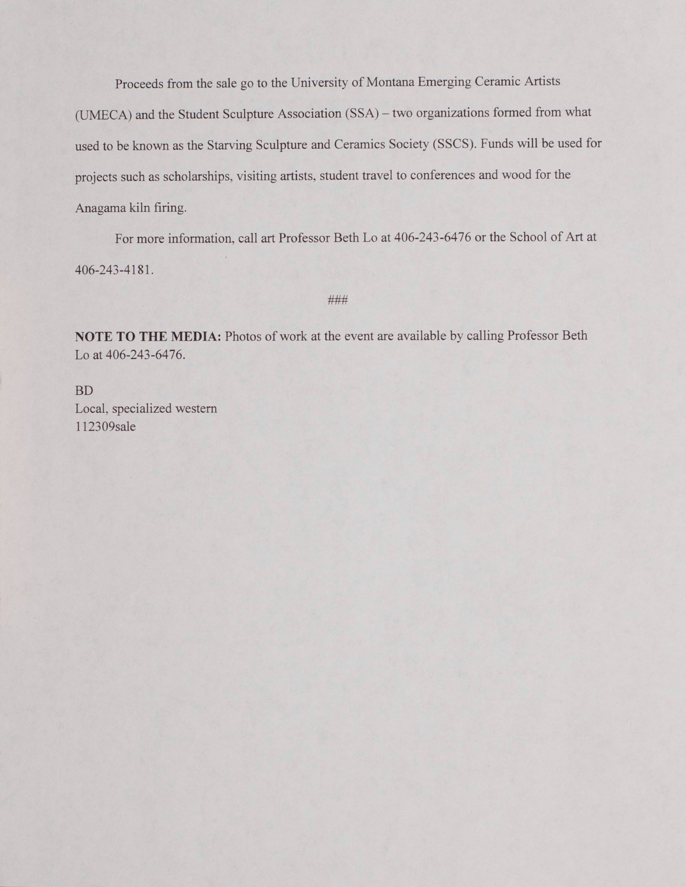Proceeds from the sale go to the University of Montana Emerging Ceramic Artists (UMECA) and the Student Sculpture Association (SSA) – two organizations formed from what used to be known as the Starving Sculpture and Ceramics Society (SSCS). Funds will be used for projects such as scholarships, visiting artists, student travel to conferences and wood for the Anagama kiln firing.

For more information, call art Professor Beth Lo at 406-243-6476 or the School of Art at 406-243-4181.

###

**NOTE TO THE MEDIA:** Photos of work at the event are available by calling Professor Beth Lo at 406-243-6476.

BD
Local, specialized western
112309sale